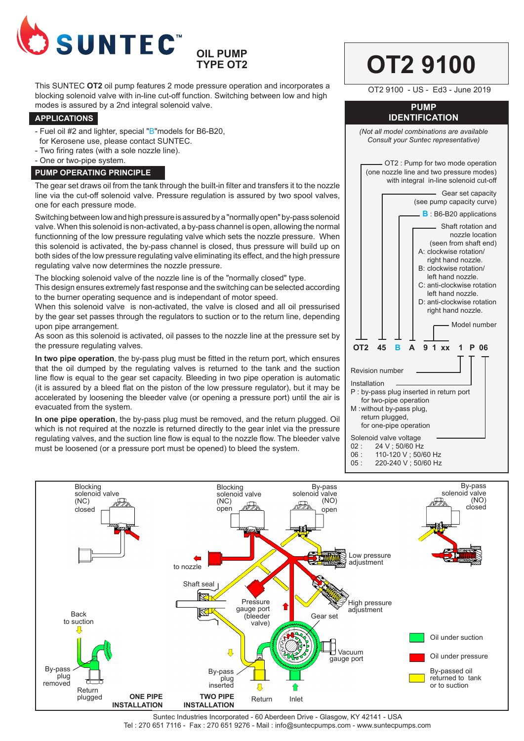**SUNTEC**

## OIL PUMP TYPE OT2

# OT2 9100

OT2 9100 - US - Ed3 - June 2019

This SUNTEC **OT2** oil pump features 2 mode pressure operation and incorporates a blocking solenoid valve with in-line cut-off function. Switching between low and high modes is assured by a 2nd integral solenoid valve.

## APPLICATIONS

- Fuel oil #2 and lighter, special "B"models for B6-B20, for Kerosene use, please contact SUNTEC.
- Two firing rates (with a sole nozzle line).
- One or two-pipe system.

## PUMP OPERATING PRINCIPLE

The gear set draws oil from the tank through the built-in filter and transfers it to the nozzle line via the cut-off solenoid valve. Pressure regulation is assured by two spool valves, one for each pressure mode.

Switching between low and high pressure is assured by a "normally open" by-pass solenoid valve. When this solenoid is non-activated, a by-pass channel is open, allowing the normal functionning of the low pressure regulating valve which sets the nozzle pressure. When this solenoid is activated, the by-pass channel is closed, thus pressure will build up on both sides of the low pressure regulating valve eliminating its effect, and the high pressure regulating valve now determines the nozzle pressure.

The blocking solenoid valve of the nozzle line is of the "normally closed" type.
This design ensures extremely fast response and the switching can be selected according to the burner operating sequence and is independant of motor speed.
When this solenoid valve is non-activated, the valve is closed and all oil pressurised by the gear set passes through the regulators to suction or to the return line, depending upon pipe arrangement.
As soon as this solenoid is activated, oil passes to the nozzle line at the pressure set by the pressure regulating valves.

**In two pipe operation**, the by-pass plug must be fitted in the return port, which ensures that the oil dumped by the regulating valves is returned to the tank and the suction line flow is equal to the gear set capacity. Bleeding in two pipe operation is automatic (it is assured by a bleed flat on the piston of the low pressure regulator), but it may be accelerated by loosening the bleeder valve (or opening a pressure port) until the air is evacuated from the system.

**In one pipe operation**, the by-pass plug must be removed, and the return plugged. Oil which is not required at the nozzle is returned directly to the gear inlet via the pressure regulating valves, and the suction line flow is equal to the nozzle flow. The bleeder valve must be loosened (or a pressure port must be opened) to bleed the system.

## PUMP IDENTIFICATION

*(Not all model combinations are available. Consult your Suntec representative)*

**OT2 45 B A 9 1 xx 1 P 06**

- OT2 : Pump for two mode operation (one nozzle line and two pressure modes) with integral in-line solenoid cut-off
- Gear set capacity (see pump capacity curve)
- B : B6-B20 applications
- Shaft rotation and nozzle location (seen from shaft end)
  - A: clockwise rotation/ right hand nozzle.
  - B: clockwise rotation/ left hand nozzle.
  - C: anti-clockwise rotation left hand nozzle.
  - D: anti-clockwise rotation right hand nozzle.
- Model number
- Revision number
- Installation
  - P : by-pass plug inserted in return port for two-pipe operation
  - M : without by-pass plug, return plugged, for one-pipe operation
- Solenoid valve voltage
  - 02 : 24 V ; 50/60 Hz
  - 06 : 110-120 V ; 50/60 Hz
  - 05 : 220-240 V ; 50/60 Hz

Blocking solenoid valve (NC) closed — Back to suction — By-pass plug removed — Return plugged — **ONE PIPE INSTALLATION**

Blocking solenoid valve (NC) open — By-pass solenoid valve (NO) open — to nozzle — Low pressure adjustment — Shaft seal — Pressure gauge port (bleeder valve) — High pressure adjustment — Gear set — Vacuum gauge port — By-pass plug inserted — Return — Inlet — **TWO PIPE INSTALLATION**

By-pass solenoid valve (NO) closed

- Oil under suction
- Oil under pressure
- By-passed oil returned to tank or to suction

Suntec Industries Incorporated - 60 Aberdeen Drive - Glasgow, KY 42141 - USA
Tel : 270 651 7116 - Fax : 270 651 9276 - Mail : info@suntecpumps.com - www.suntecpumps.com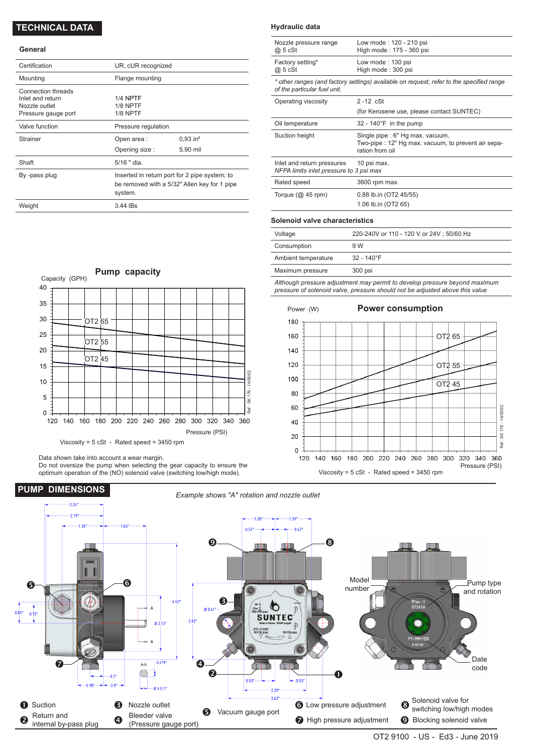# TECHNICAL DATA

## General

| | | |
|---|---|---|
| Certification | UR, cUR recognized | |
| Mounting | Flange mounting | |
| Connection threads<br>Inlet and return<br>Nozzle outlet<br>Pressure gauge port | <br>1/4 NPTF<br>1/8 NPTF<br>1/8 NPTF | |
| Valve function | Pressure regulation | |
| Strainer | Open area :<br>Opening size : | 0,93 in²<br>5.90 mil |
| Shaft | 5/16 " dia. | |
| By -pass plug | Inserted in return port for 2 pipe system; to be removed with a 5/32" Allen key for 1 pipe system. | |
| Weight | 3.44 IBs | |

## Hydraulic data

| | |
|---|---|
| Nozzle pressure range<br>@ 5 cSt | Low mode : 120 - 210 psi<br>High mode : 175 - 360 psi |
| Factory setting*<br>@ 5 cSt | Low mode : 130 psi<br>High mode : 300 psi |
| *\* other ranges (and factory settings) available on request, refer to the specified range of the particular fuel unit.* | |
| Operating viscosity | 2 -12 cSt<br>(for Kerosene use, please contact SUNTEC) |
| Oil temperature | 32 - 140°F in the pump |
| Suction height | Single pipe : 6" Hg max. vacuum,<br>Two-pipe : 12" Hg max. vacuum, to prevent air separation from oil |
| Inlet and return pressures<br>*NFPA limits inlet pressure to 3 psi max* | 10 psi max. |
| Rated speed | 3600 rpm max. |
| Torque (@ 45 rpm) | 0.88 lb.in (OT2 45/55)<br>1.06 lb.in (OT2 65) |

## Solenoid valve characteristics

| | |
|---|---|
| Voltage | 220-240V or 110 - 120 V or 24V ; 50/60 Hz |
| Consumption | 9 W |
| Ambient temperature | 32 - 140°F |
| Maximum pressure | 300 psi |

*Although pressure adjustment may permit to develop pressure beyond maximum pressure of solenoid valve, pressure should not be adjusted above this value*

## Pump capacity

Capacity (GPH)
40 35 30 25 20 15 10 5 0
OT2 65
OT2 55
OT2 45
120 140 160 180 200 220 240 260 280 300 320 340 360
Pressure (PSI)
Ref : SK 176 - 14/05/02

Viscosity = 5 cSt - Rated speed = 3450 rpm

Data shown take into account a wear margin.
Do not oversize the pump when selecting the gear capacity to ensure the optimum operation of the (NO) solenoid valve (switching low/high mode).

## Power consumption

Power (W)
180 160 140 120 100 80 60 40 20 0
OT2 65
OT2 55
OT2 45
120 140 160 180 200 220 240 260 280 300 320 340 360
Pressure (PSI)
Ref : SK 176 - 14/05/02

Viscosity = 5 cSt - Rated speed = 3450 rpm

# PUMP DIMENSIONS

*Example shows "A" rotation and nozzle outlet*

2.24" 2.19" 1.38" 1.63" 4.42" 0.81" 0.72" Ø 2.13" A A A-A 0.279" 0.5" 0.98" 0.8" Ø 0.311"
1.28" 1.39" 0.55" 0.47" Ø 0.41" 2.92" 0.53" 0.53" 2.39" 3.62"

Model number — Pump type and rotation — Date code

1. Suction
2. Return and internal by-pass plug
3. Nozzle outlet
4. Bleeder valve (Pressure gauge port)
5. Vacuum gauge port
6. Low pressure adjustment
7. High pressure adjustment
8. Solenoid valve for switching low/high modes
9. Blocking solenoid valve

OT2 9100 - US - Ed3 - June 2019